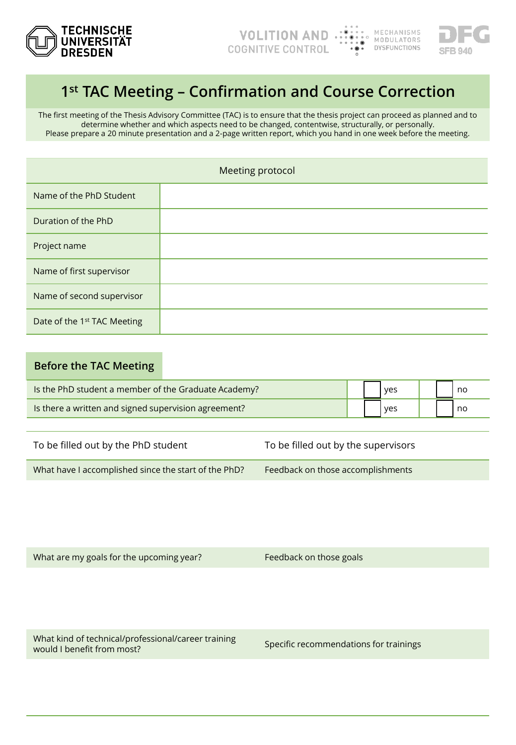# 1st TAC Meeting – Confirmation and Course Correction

The first meeting of the Thesis Advisory Committee (TAC) is to ensure that the thesis project can proceed as planned and to determine whether and which aspects need to be changed, contentwise, structurally, or personally.
Please prepare a 20 minute presentation and a 2-page written report, which you hand in one week before the meeting.

| Meeting protocol | |
|---|---|
| Name of the PhD Student | |
| Duration of the PhD | |
| Project name | |
| Name of first supervisor | |
| Name of second supervisor | |
| Date of the 1st TAC Meeting | |

## Before the TAC Meeting

| | | |
|---|---|---|
| Is the PhD student a member of the Graduate Academy? | ☐ yes | ☐ no |
| Is there a written and signed supervision agreement? | ☐ yes | ☐ no |

| To be filled out by the PhD student | To be filled out by the supervisors |
|---|---|
| What have I accomplished since the start of the PhD? | Feedback on those accomplishments |
| | |
| What are my goals for the upcoming year? | Feedback on those goals |
| | |
| What kind of technical/professional/career training would I benefit from most? | Specific recommendations for trainings |
| | |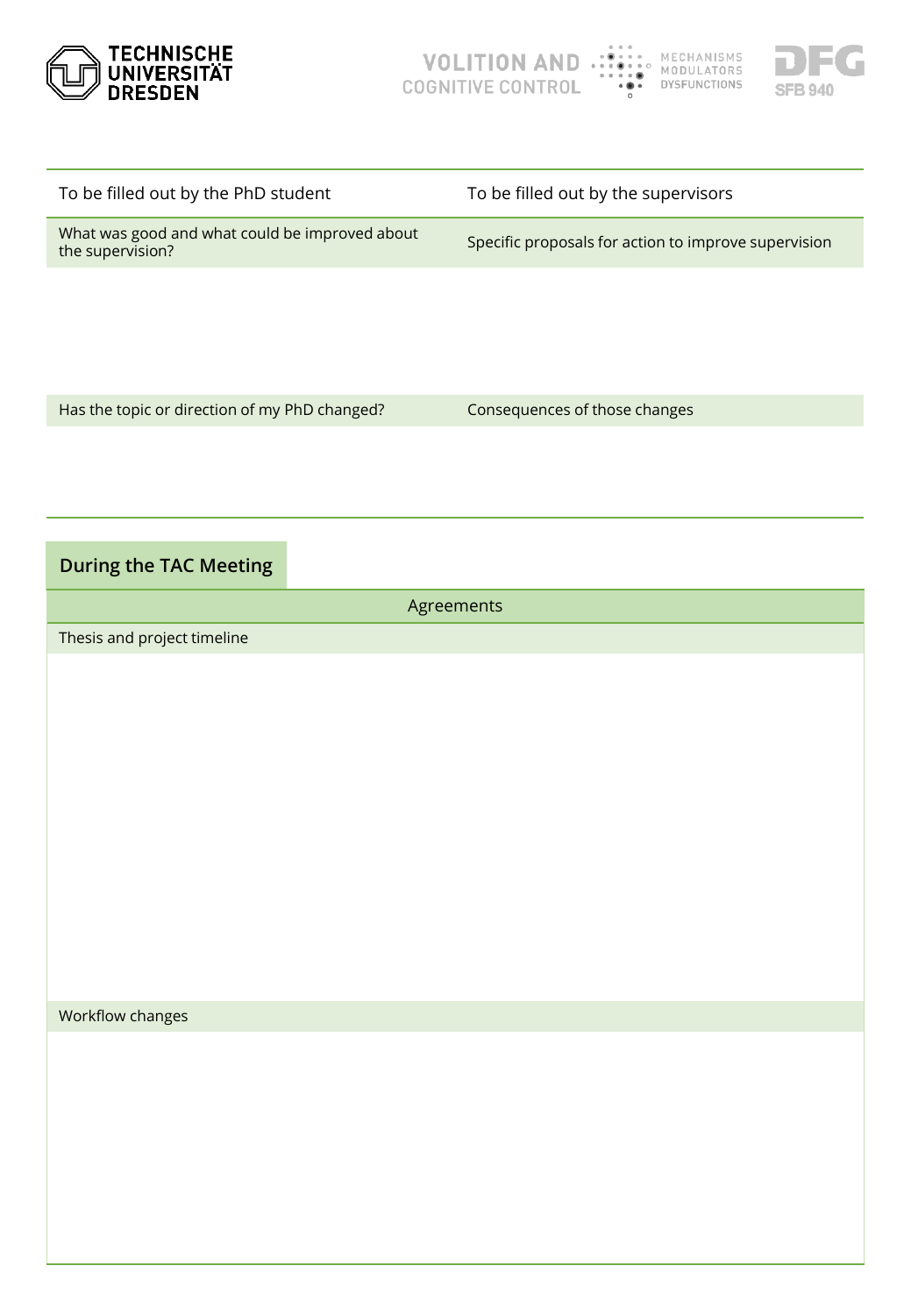| To be filled out by the PhD student | To be filled out by the supervisors |
| --- | --- |
| What was good and what could be improved about the supervision? | Specific proposals for action to improve supervision |
| | |
| Has the topic or direction of my PhD changed? | Consequences of those changes |
| | |

## During the TAC Meeting

| Agreements |
| --- |
| Thesis and project timeline |
| |
| Workflow changes |
| |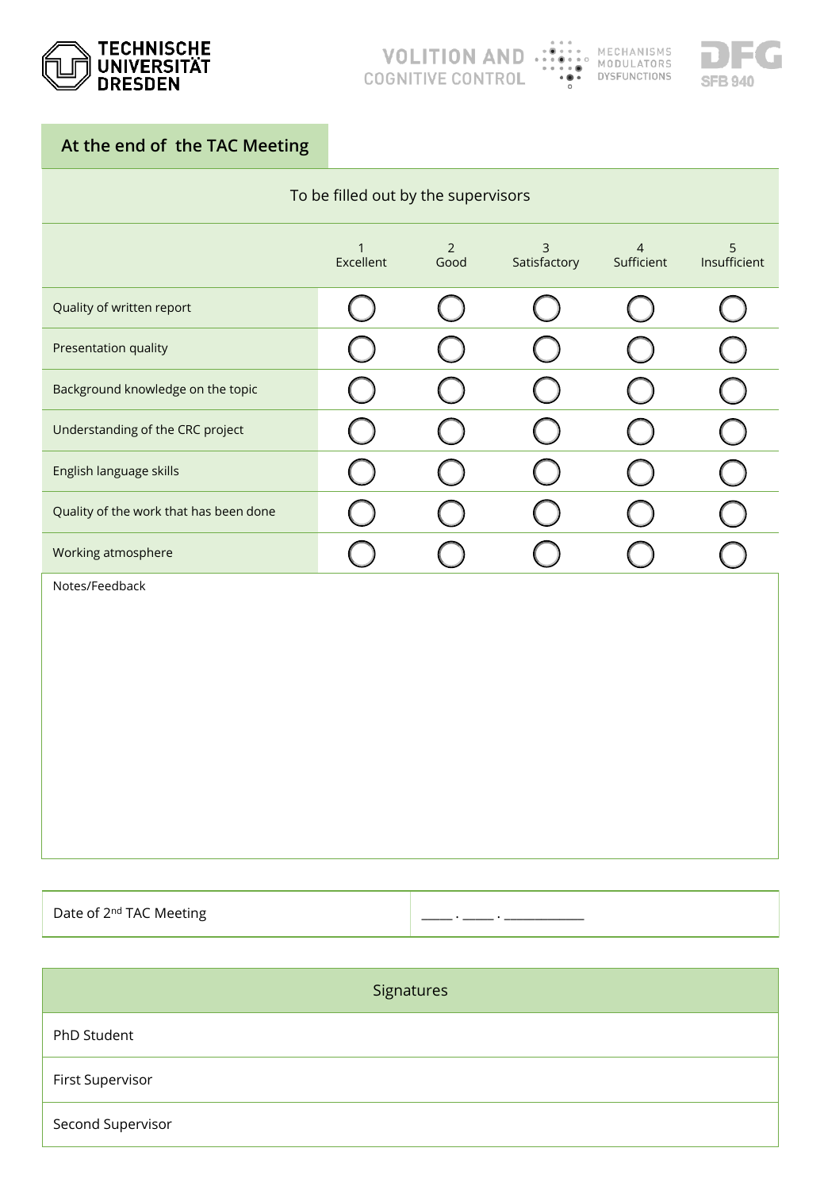TECHNISCHE UNIVERSITÄT DRESDEN

VOLITION AND COGNITIVE CONTROL — MECHANISMS MODULATORS DYSFUNCTIONS

DFG SFB 940

## At the end of the TAC Meeting

To be filled out by the supervisors

| | 1 Excellent | 2 Good | 3 Satisfactory | 4 Sufficient | 5 Insufficient |
|---|---|---|---|---|---|
| Quality of written report | ◯ | ◯ | ◯ | ◯ | ◯ |
| Presentation quality | ◯ | ◯ | ◯ | ◯ | ◯ |
| Background knowledge on the topic | ◯ | ◯ | ◯ | ◯ | ◯ |
| Understanding of the CRC project | ◯ | ◯ | ◯ | ◯ | ◯ |
| English language skills | ◯ | ◯ | ◯ | ◯ | ◯ |
| Quality of the work that has been done | ◯ | ◯ | ◯ | ◯ | ◯ |
| Working atmosphere | ◯ | ◯ | ◯ | ◯ | ◯ |

Notes/Feedback

| | |
|---|---|
| Date of 2nd TAC Meeting | _____ . _____ . ____________ |

| Signatures |
|---|
| PhD Student |
| First Supervisor |
| Second Supervisor |